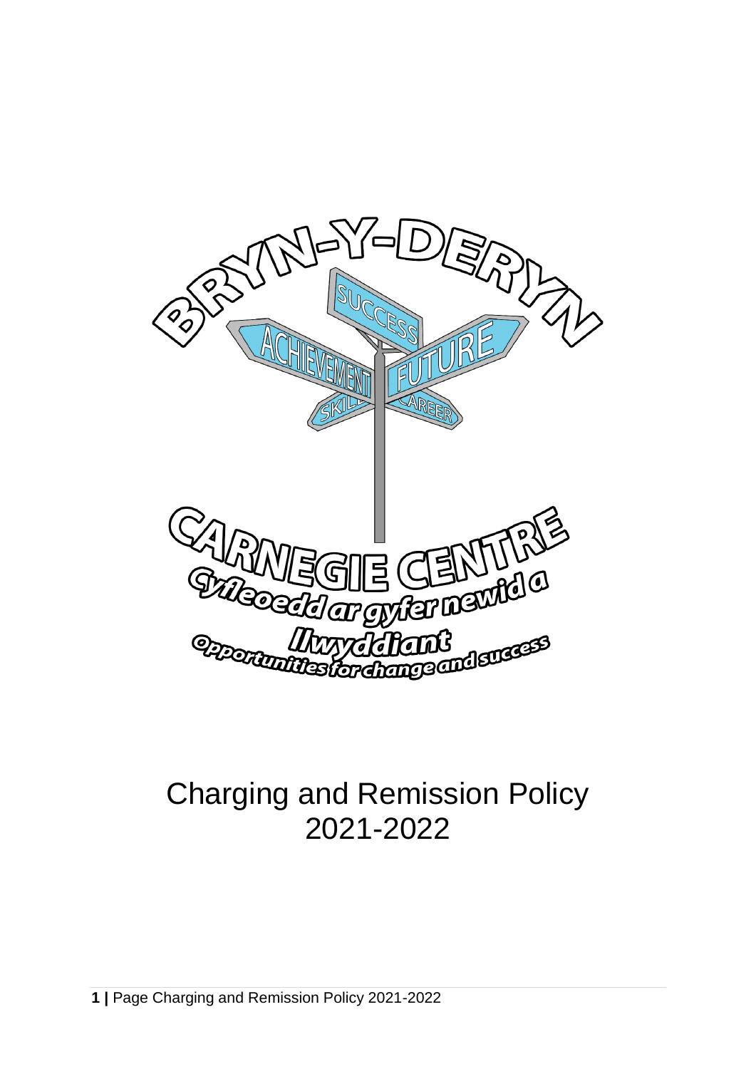BRYN-Y-DERYN

SUCCESS

ACHIEVEMENT

FUTURE

SKILLS

CAREER

CARNEGIE CENTRE

Cyfleoedd ar gyfer newid a llwyddiant

Opportunities for change and success

# Charging and Remission Policy 2021-2022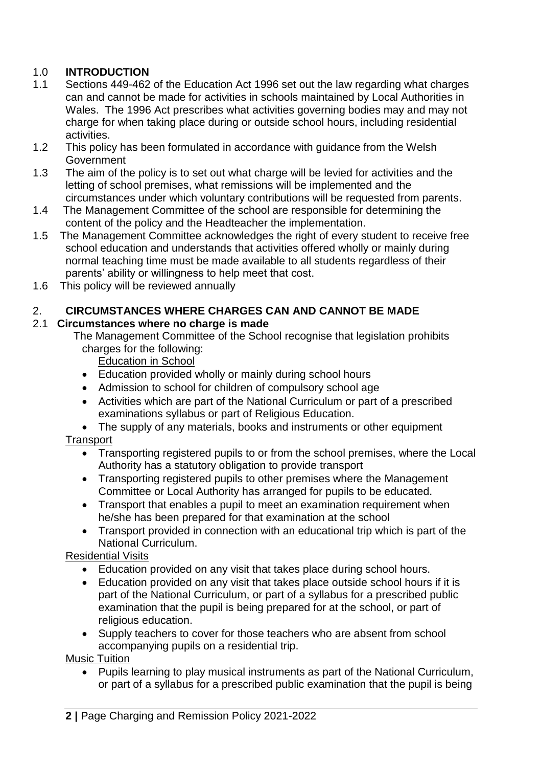## 1.0 INTRODUCTION

1.1 Sections 449-462 of the Education Act 1996 set out the law regarding what charges can and cannot be made for activities in schools maintained by Local Authorities in Wales. The 1996 Act prescribes what activities governing bodies may and may not charge for when taking place during or outside school hours, including residential activities.

1.2 This policy has been formulated in accordance with guidance from the Welsh Government

1.3 The aim of the policy is to set out what charge will be levied for activities and the letting of school premises, what remissions will be implemented and the circumstances under which voluntary contributions will be requested from parents.

1.4 The Management Committee of the school are responsible for determining the content of the policy and the Headteacher the implementation.

1.5 The Management Committee acknowledges the right of every student to receive free school education and understands that activities offered wholly or mainly during normal teaching time must be made available to all students regardless of their parents' ability or willingness to help meet that cost.

1.6 This policy will be reviewed annually

## 2. CIRCUMSTANCES WHERE CHARGES CAN AND CANNOT BE MADE

### 2.1 Circumstances where no charge is made

The Management Committee of the School recognise that legislation prohibits charges for the following:

Education in School

- Education provided wholly or mainly during school hours
- Admission to school for children of compulsory school age
- Activities which are part of the National Curriculum or part of a prescribed examinations syllabus or part of Religious Education.
- The supply of any materials, books and instruments or other equipment

Transport

- Transporting registered pupils to or from the school premises, where the Local Authority has a statutory obligation to provide transport
- Transporting registered pupils to other premises where the Management Committee or Local Authority has arranged for pupils to be educated.
- Transport that enables a pupil to meet an examination requirement when he/she has been prepared for that examination at the school
- Transport provided in connection with an educational trip which is part of the National Curriculum.

Residential Visits

- Education provided on any visit that takes place during school hours.
- Education provided on any visit that takes place outside school hours if it is part of the National Curriculum, or part of a syllabus for a prescribed public examination that the pupil is being prepared for at the school, or part of religious education.
- Supply teachers to cover for those teachers who are absent from school accompanying pupils on a residential trip.

Music Tuition

- Pupils learning to play musical instruments as part of the National Curriculum, or part of a syllabus for a prescribed public examination that the pupil is being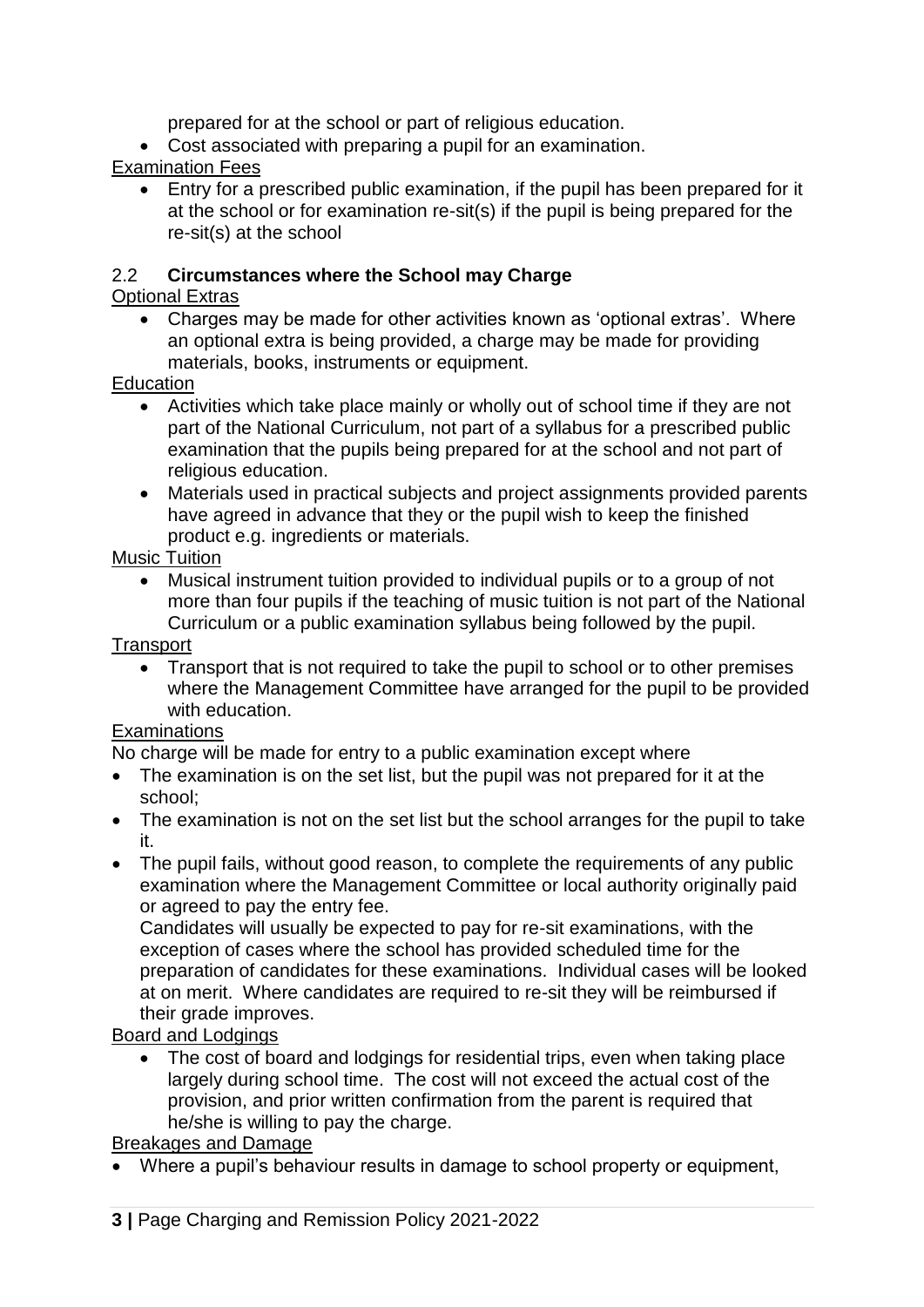prepared for at the school or part of religious education.

- Cost associated with preparing a pupil for an examination.

Examination Fees

- Entry for a prescribed public examination, if the pupil has been prepared for it at the school or for examination re-sit(s) if the pupil is being prepared for the re-sit(s) at the school

### 2.2 **Circumstances where the School may Charge**

Optional Extras

- Charges may be made for other activities known as 'optional extras'. Where an optional extra is being provided, a charge may be made for providing materials, books, instruments or equipment.

Education

- Activities which take place mainly or wholly out of school time if they are not part of the National Curriculum, not part of a syllabus for a prescribed public examination that the pupils being prepared for at the school and not part of religious education.
- Materials used in practical subjects and project assignments provided parents have agreed in advance that they or the pupil wish to keep the finished product e.g. ingredients or materials.

Music Tuition

- Musical instrument tuition provided to individual pupils or to a group of not more than four pupils if the teaching of music tuition is not part of the National Curriculum or a public examination syllabus being followed by the pupil.

Transport

- Transport that is not required to take the pupil to school or to other premises where the Management Committee have arranged for the pupil to be provided with education.

Examinations

No charge will be made for entry to a public examination except where

- The examination is on the set list, but the pupil was not prepared for it at the school;
- The examination is not on the set list but the school arranges for the pupil to take it.
- The pupil fails, without good reason, to complete the requirements of any public examination where the Management Committee or local authority originally paid or agreed to pay the entry fee.

  Candidates will usually be expected to pay for re-sit examinations, with the exception of cases where the school has provided scheduled time for the preparation of candidates for these examinations. Individual cases will be looked at on merit. Where candidates are required to re-sit they will be reimbursed if their grade improves.

Board and Lodgings

- The cost of board and lodgings for residential trips, even when taking place largely during school time. The cost will not exceed the actual cost of the provision, and prior written confirmation from the parent is required that he/she is willing to pay the charge.

Breakages and Damage

- Where a pupil's behaviour results in damage to school property or equipment,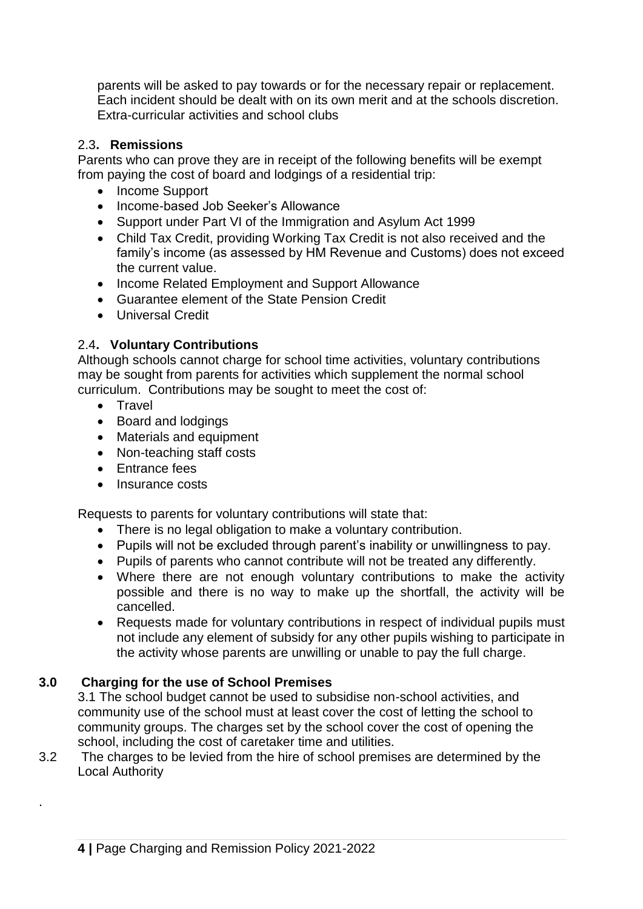parents will be asked to pay towards or for the necessary repair or replacement. Each incident should be dealt with on its own merit and at the schools discretion. Extra-curricular activities and school clubs

### 2.3. Remissions

Parents who can prove they are in receipt of the following benefits will be exempt from paying the cost of board and lodgings of a residential trip:

- Income Support
- Income-based Job Seeker's Allowance
- Support under Part VI of the Immigration and Asylum Act 1999
- Child Tax Credit, providing Working Tax Credit is not also received and the family's income (as assessed by HM Revenue and Customs) does not exceed the current value.
- Income Related Employment and Support Allowance
- Guarantee element of the State Pension Credit
- Universal Credit

### 2.4. Voluntary Contributions

Although schools cannot charge for school time activities, voluntary contributions may be sought from parents for activities which supplement the normal school curriculum. Contributions may be sought to meet the cost of:

- Travel
- Board and lodgings
- Materials and equipment
- Non-teaching staff costs
- Entrance fees
- Insurance costs

Requests to parents for voluntary contributions will state that:

- There is no legal obligation to make a voluntary contribution.
- Pupils will not be excluded through parent's inability or unwillingness to pay.
- Pupils of parents who cannot contribute will not be treated any differently.
- Where there are not enough voluntary contributions to make the activity possible and there is no way to make up the shortfall, the activity will be cancelled.
- Requests made for voluntary contributions in respect of individual pupils must not include any element of subsidy for any other pupils wishing to participate in the activity whose parents are unwilling or unable to pay the full charge.

## 3.0 Charging for the use of School Premises

3.1 The school budget cannot be used to subsidise non-school activities, and community use of the school must at least cover the cost of letting the school to community groups. The charges set by the school cover the cost of opening the school, including the cost of caretaker time and utilities.

3.2 The charges to be levied from the hire of school premises are determined by the Local Authority

.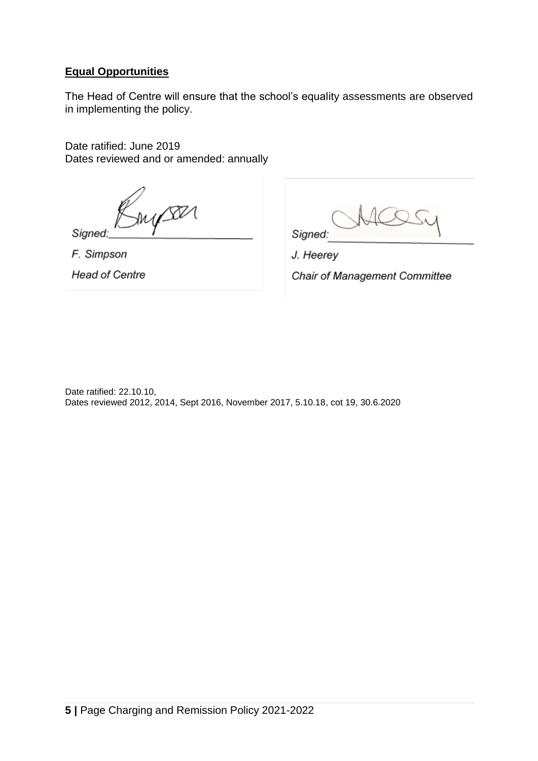**Equal Opportunities**

The Head of Centre will ensure that the school's equality assessments are observed in implementing the policy.

Date ratified: June 2019
Dates reviewed and or amended: annually

Signed:

*F. Simpson*

*Head of Centre*

Signed:

*J. Heerey*

*Chair of Management Committee*

Date ratified: 22.10.10,
Dates reviewed 2012, 2014, Sept 2016, November 2017, 5.10.18, cot 19, 30.6.2020